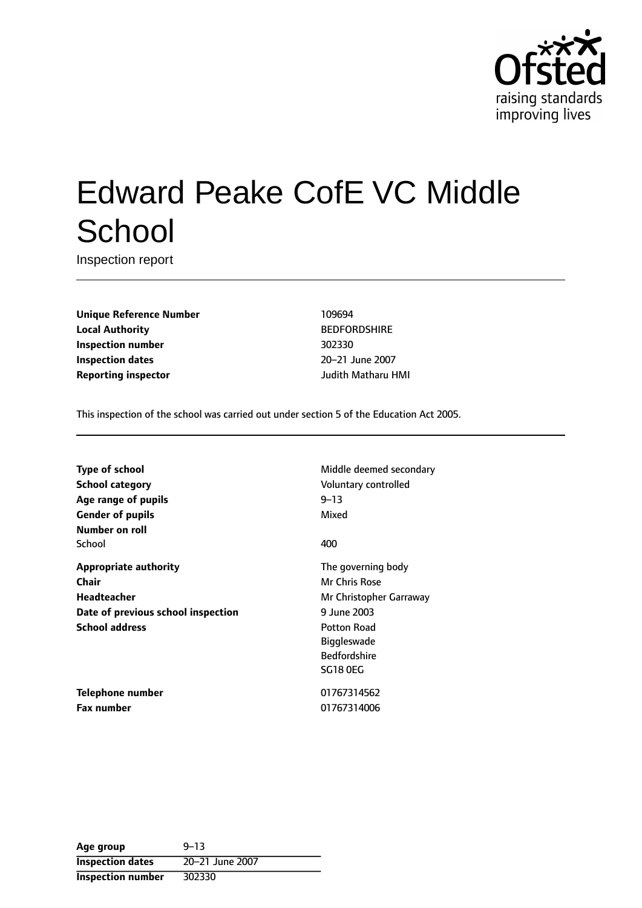# Edward Peake CofE VC Middle School

Inspection report

| | |
|---|---|
| **Unique Reference Number** | 109694 |
| **Local Authority** | BEDFORDSHIRE |
| **Inspection number** | 302330 |
| **Inspection dates** | 20–21 June 2007 |
| **Reporting inspector** | Judith Matharu HMI |

This inspection of the school was carried out under section 5 of the Education Act 2005.

| | |
|---|---|
| **Type of school** | Middle deemed secondary |
| **School category** | Voluntary controlled |
| **Age range of pupils** | 9–13 |
| **Gender of pupils** | Mixed |
| **Number on roll** | |
| School | 400 |
| **Appropriate authority** | The governing body |
| **Chair** | Mr Chris Rose |
| **Headteacher** | Mr Christopher Garraway |
| **Date of previous school inspection** | 9 June 2003 |
| **School address** | Potton Road<br>Biggleswade<br>Bedfordshire<br>SG18 0EG |
| **Telephone number** | 01767314562 |
| **Fax number** | 01767314006 |

| | |
|---|---|
| **Age group** | 9–13 |
| **Inspection dates** | 20–21 June 2007 |
| **Inspection number** | 302330 |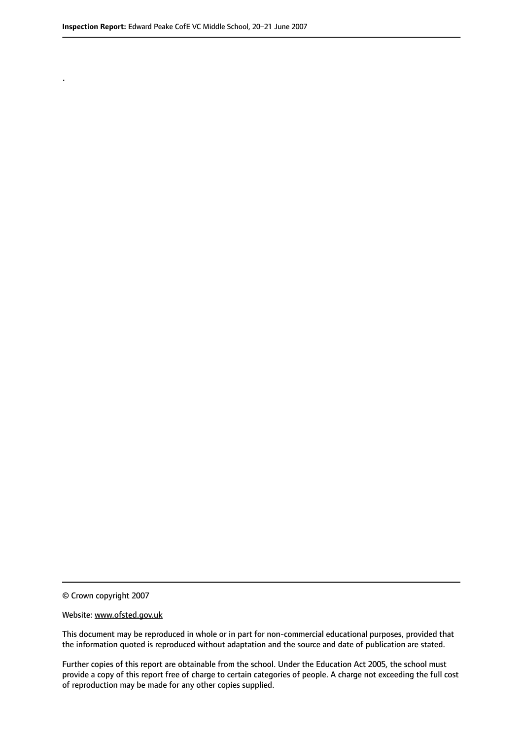.

© Crown copyright 2007

Website: www.ofsted.gov.uk

This document may be reproduced in whole or in part for non-commercial educational purposes, provided that the information quoted is reproduced without adaptation and the source and date of publication are stated.

Further copies of this report are obtainable from the school. Under the Education Act 2005, the school must provide a copy of this report free of charge to certain categories of people. A charge not exceeding the full cost of reproduction may be made for any other copies supplied.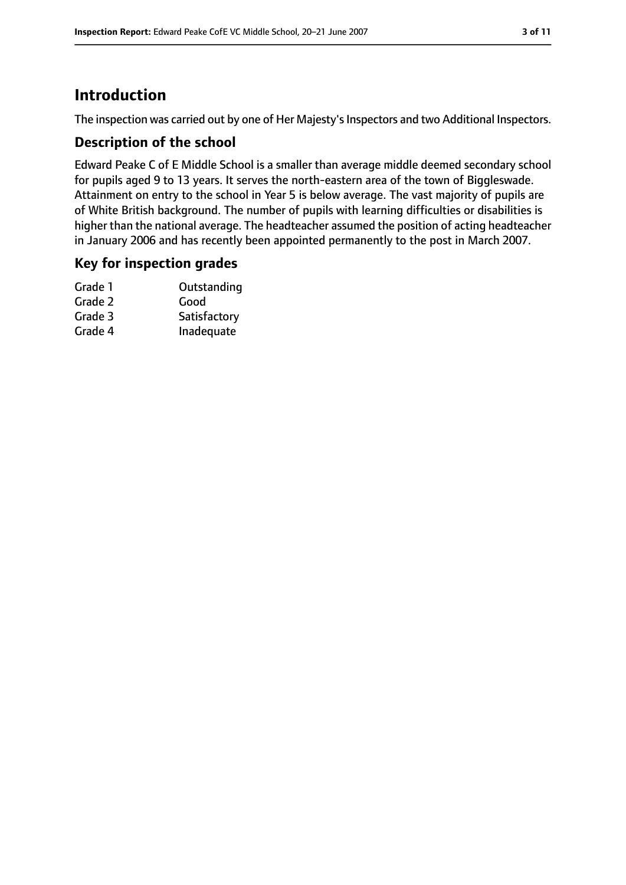# Introduction

The inspection was carried out by one of Her Majesty's Inspectors and two Additional Inspectors.

## Description of the school

Edward Peake C of E Middle School is a smaller than average middle deemed secondary school for pupils aged 9 to 13 years. It serves the north-eastern area of the town of Biggleswade. Attainment on entry to the school in Year 5 is below average. The vast majority of pupils are of White British background. The number of pupils with learning difficulties or disabilities is higher than the national average. The headteacher assumed the position of acting headteacher in January 2006 and has recently been appointed permanently to the post in March 2007.

## Key for inspection grades

| | |
|---|---|
| Grade 1 | Outstanding |
| Grade 2 | Good |
| Grade 3 | Satisfactory |
| Grade 4 | Inadequate |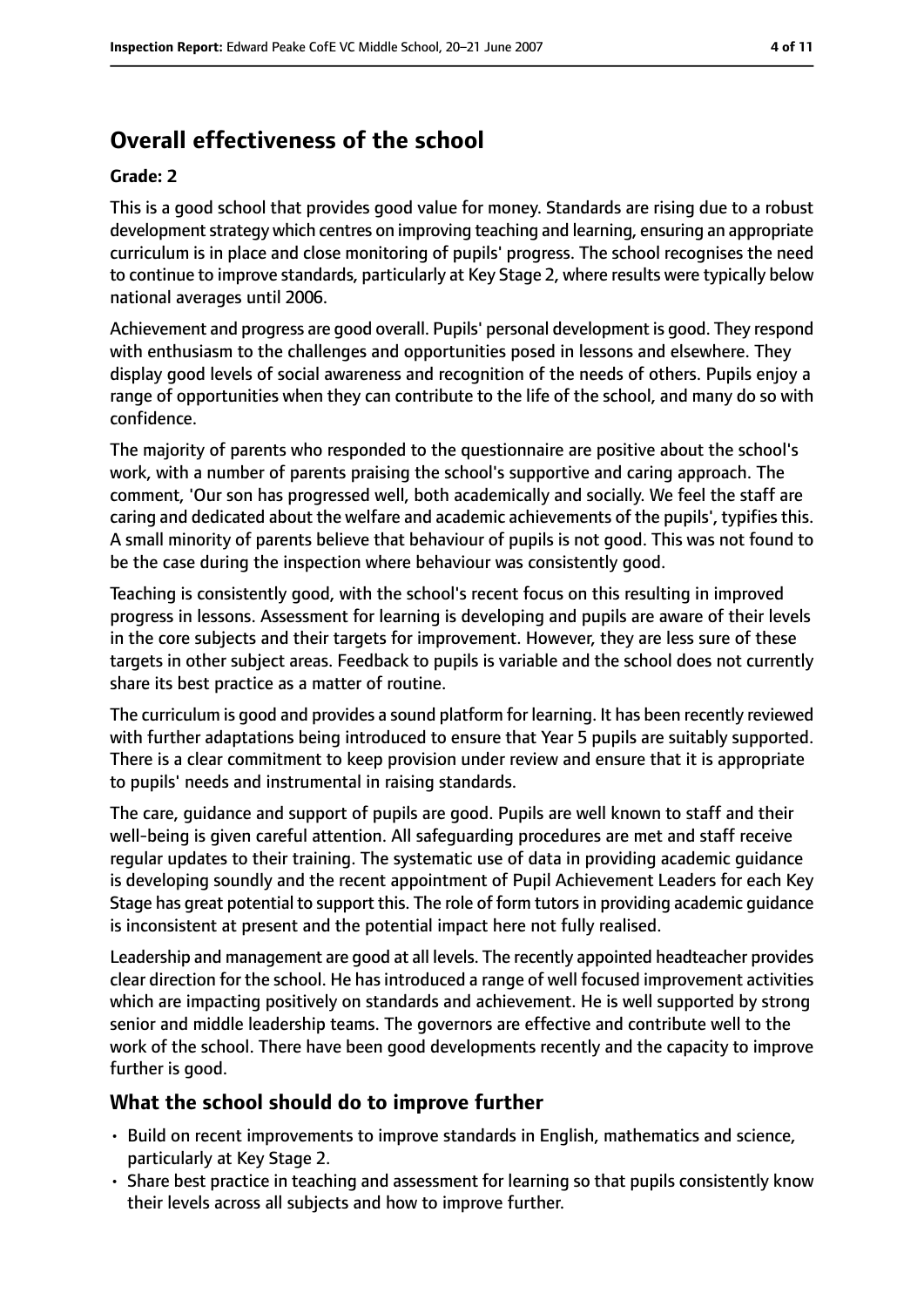## Overall effectiveness of the school

**Grade: 2**

This is a good school that provides good value for money. Standards are rising due to a robust development strategy which centres on improving teaching and learning, ensuring an appropriate curriculum is in place and close monitoring of pupils' progress. The school recognises the need to continue to improve standards, particularly at Key Stage 2, where results were typically below national averages until 2006.

Achievement and progress are good overall. Pupils' personal development is good. They respond with enthusiasm to the challenges and opportunities posed in lessons and elsewhere. They display good levels of social awareness and recognition of the needs of others. Pupils enjoy a range of opportunities when they can contribute to the life of the school, and many do so with confidence.

The majority of parents who responded to the questionnaire are positive about the school's work, with a number of parents praising the school's supportive and caring approach. The comment, 'Our son has progressed well, both academically and socially. We feel the staff are caring and dedicated about the welfare and academic achievements of the pupils', typifies this. A small minority of parents believe that behaviour of pupils is not good. This was not found to be the case during the inspection where behaviour was consistently good.

Teaching is consistently good, with the school's recent focus on this resulting in improved progress in lessons. Assessment for learning is developing and pupils are aware of their levels in the core subjects and their targets for improvement. However, they are less sure of these targets in other subject areas. Feedback to pupils is variable and the school does not currently share its best practice as a matter of routine.

The curriculum is good and provides a sound platform for learning. It has been recently reviewed with further adaptations being introduced to ensure that Year 5 pupils are suitably supported. There is a clear commitment to keep provision under review and ensure that it is appropriate to pupils' needs and instrumental in raising standards.

The care, guidance and support of pupils are good. Pupils are well known to staff and their well-being is given careful attention. All safeguarding procedures are met and staff receive regular updates to their training. The systematic use of data in providing academic guidance is developing soundly and the recent appointment of Pupil Achievement Leaders for each Key Stage has great potential to support this. The role of form tutors in providing academic guidance is inconsistent at present and the potential impact here not fully realised.

Leadership and management are good at all levels. The recently appointed headteacher provides clear direction for the school. He has introduced a range of well focused improvement activities which are impacting positively on standards and achievement. He is well supported by strong senior and middle leadership teams. The governors are effective and contribute well to the work of the school. There have been good developments recently and the capacity to improve further is good.

### What the school should do to improve further

- Build on recent improvements to improve standards in English, mathematics and science, particularly at Key Stage 2.
- Share best practice in teaching and assessment for learning so that pupils consistently know their levels across all subjects and how to improve further.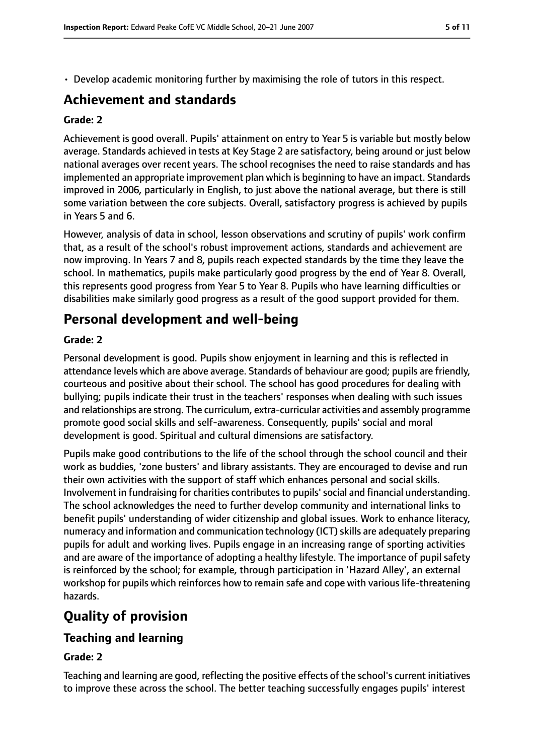- Develop academic monitoring further by maximising the role of tutors in this respect.

# Achievement and standards

**Grade: 2**

Achievement is good overall. Pupils' attainment on entry to Year 5 is variable but mostly below average. Standards achieved in tests at Key Stage 2 are satisfactory, being around or just below national averages over recent years. The school recognises the need to raise standards and has implemented an appropriate improvement plan which is beginning to have an impact. Standards improved in 2006, particularly in English, to just above the national average, but there is still some variation between the core subjects. Overall, satisfactory progress is achieved by pupils in Years 5 and 6.

However, analysis of data in school, lesson observations and scrutiny of pupils' work confirm that, as a result of the school's robust improvement actions, standards and achievement are now improving. In Years 7 and 8, pupils reach expected standards by the time they leave the school. In mathematics, pupils make particularly good progress by the end of Year 8. Overall, this represents good progress from Year 5 to Year 8. Pupils who have learning difficulties or disabilities make similarly good progress as a result of the good support provided for them.

# Personal development and well-being

**Grade: 2**

Personal development is good. Pupils show enjoyment in learning and this is reflected in attendance levels which are above average. Standards of behaviour are good; pupils are friendly, courteous and positive about their school. The school has good procedures for dealing with bullying; pupils indicate their trust in the teachers' responses when dealing with such issues and relationships are strong. The curriculum, extra-curricular activities and assembly programme promote good social skills and self-awareness. Consequently, pupils' social and moral development is good. Spiritual and cultural dimensions are satisfactory.

Pupils make good contributions to the life of the school through the school council and their work as buddies, 'zone busters' and library assistants. They are encouraged to devise and run their own activities with the support of staff which enhances personal and social skills. Involvement in fundraising for charities contributes to pupils' social and financial understanding. The school acknowledges the need to further develop community and international links to benefit pupils' understanding of wider citizenship and global issues. Work to enhance literacy, numeracy and information and communication technology (ICT) skills are adequately preparing pupils for adult and working lives. Pupils engage in an increasing range of sporting activities and are aware of the importance of adopting a healthy lifestyle. The importance of pupil safety is reinforced by the school; for example, through participation in 'Hazard Alley', an external workshop for pupils which reinforces how to remain safe and cope with various life-threatening hazards.

# Quality of provision

## Teaching and learning

**Grade: 2**

Teaching and learning are good, reflecting the positive effects of the school's current initiatives to improve these across the school. The better teaching successfully engages pupils' interest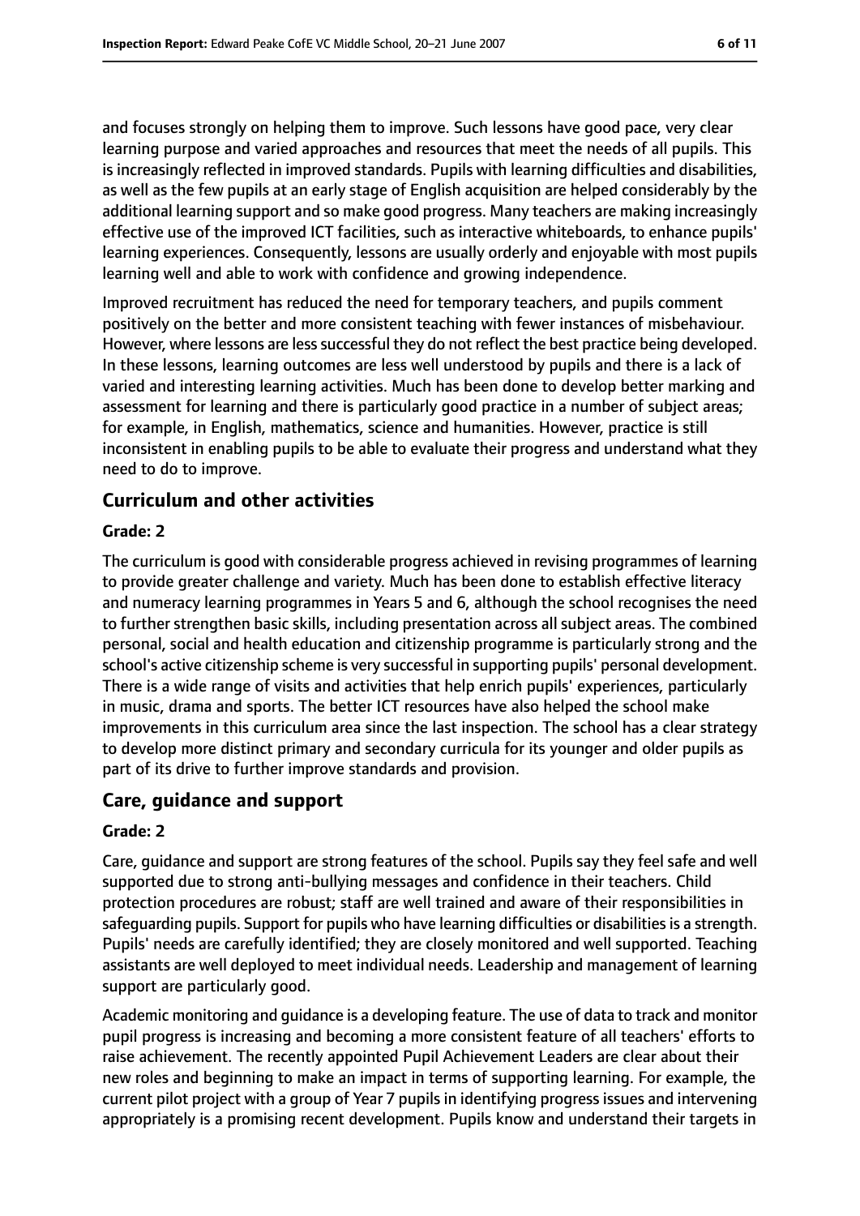and focuses strongly on helping them to improve. Such lessons have good pace, very clear learning purpose and varied approaches and resources that meet the needs of all pupils. This is increasingly reflected in improved standards. Pupils with learning difficulties and disabilities, as well as the few pupils at an early stage of English acquisition are helped considerably by the additional learning support and so make good progress. Many teachers are making increasingly effective use of the improved ICT facilities, such as interactive whiteboards, to enhance pupils' learning experiences. Consequently, lessons are usually orderly and enjoyable with most pupils learning well and able to work with confidence and growing independence.

Improved recruitment has reduced the need for temporary teachers, and pupils comment positively on the better and more consistent teaching with fewer instances of misbehaviour. However, where lessons are less successful they do not reflect the best practice being developed. In these lessons, learning outcomes are less well understood by pupils and there is a lack of varied and interesting learning activities. Much has been done to develop better marking and assessment for learning and there is particularly good practice in a number of subject areas; for example, in English, mathematics, science and humanities. However, practice is still inconsistent in enabling pupils to be able to evaluate their progress and understand what they need to do to improve.

## Curriculum and other activities

### Grade: 2

The curriculum is good with considerable progress achieved in revising programmes of learning to provide greater challenge and variety. Much has been done to establish effective literacy and numeracy learning programmes in Years 5 and 6, although the school recognises the need to further strengthen basic skills, including presentation across all subject areas. The combined personal, social and health education and citizenship programme is particularly strong and the school's active citizenship scheme is very successful in supporting pupils' personal development. There is a wide range of visits and activities that help enrich pupils' experiences, particularly in music, drama and sports. The better ICT resources have also helped the school make improvements in this curriculum area since the last inspection. The school has a clear strategy to develop more distinct primary and secondary curricula for its younger and older pupils as part of its drive to further improve standards and provision.

## Care, guidance and support

### Grade: 2

Care, guidance and support are strong features of the school. Pupils say they feel safe and well supported due to strong anti-bullying messages and confidence in their teachers. Child protection procedures are robust; staff are well trained and aware of their responsibilities in safeguarding pupils. Support for pupils who have learning difficulties or disabilities is a strength. Pupils' needs are carefully identified; they are closely monitored and well supported. Teaching assistants are well deployed to meet individual needs. Leadership and management of learning support are particularly good.

Academic monitoring and guidance is a developing feature. The use of data to track and monitor pupil progress is increasing and becoming a more consistent feature of all teachers' efforts to raise achievement. The recently appointed Pupil Achievement Leaders are clear about their new roles and beginning to make an impact in terms of supporting learning. For example, the current pilot project with a group of Year 7 pupils in identifying progress issues and intervening appropriately is a promising recent development. Pupils know and understand their targets in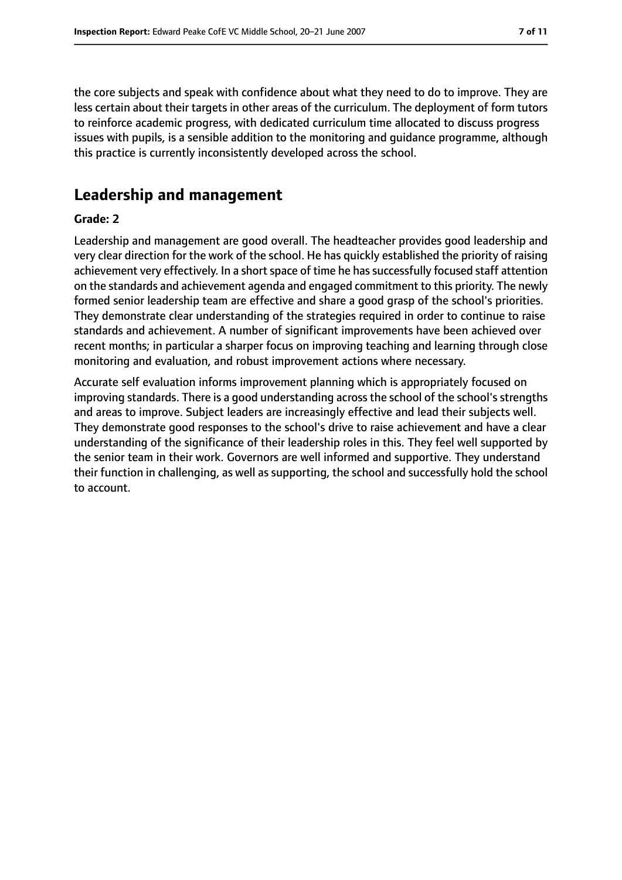the core subjects and speak with confidence about what they need to do to improve. They are less certain about their targets in other areas of the curriculum. The deployment of form tutors to reinforce academic progress, with dedicated curriculum time allocated to discuss progress issues with pupils, is a sensible addition to the monitoring and guidance programme, although this practice is currently inconsistently developed across the school.

## Leadership and management

**Grade: 2**

Leadership and management are good overall. The headteacher provides good leadership and very clear direction for the work of the school. He has quickly established the priority of raising achievement very effectively. In a short space of time he has successfully focused staff attention on the standards and achievement agenda and engaged commitment to this priority. The newly formed senior leadership team are effective and share a good grasp of the school's priorities. They demonstrate clear understanding of the strategies required in order to continue to raise standards and achievement. A number of significant improvements have been achieved over recent months; in particular a sharper focus on improving teaching and learning through close monitoring and evaluation, and robust improvement actions where necessary.

Accurate self evaluation informs improvement planning which is appropriately focused on improving standards. There is a good understanding across the school of the school's strengths and areas to improve. Subject leaders are increasingly effective and lead their subjects well. They demonstrate good responses to the school's drive to raise achievement and have a clear understanding of the significance of their leadership roles in this. They feel well supported by the senior team in their work. Governors are well informed and supportive. They understand their function in challenging, as well as supporting, the school and successfully hold the school to account.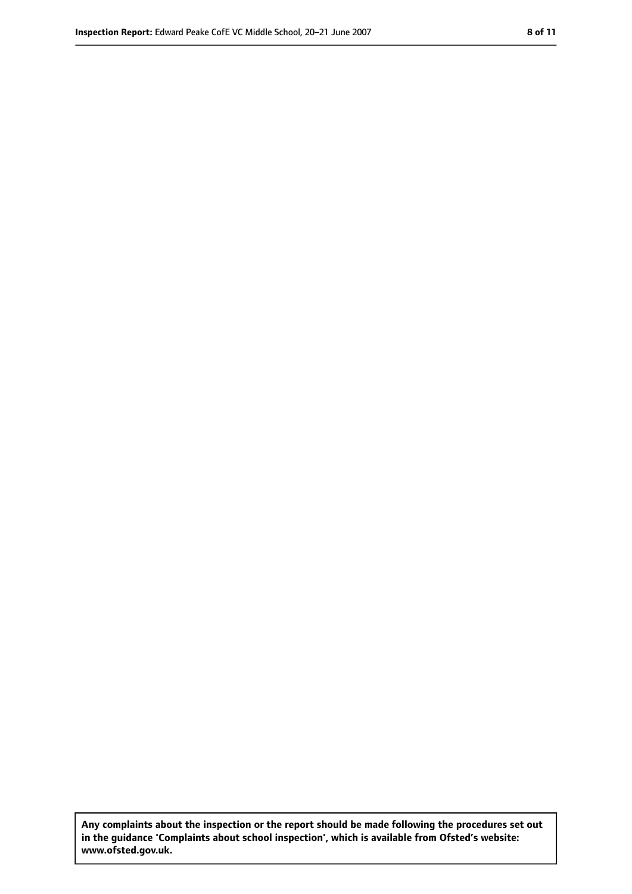**Any complaints about the inspection or the report should be made following the procedures set out in the guidance 'Complaints about school inspection', which is available from Ofsted's website: www.ofsted.gov.uk.**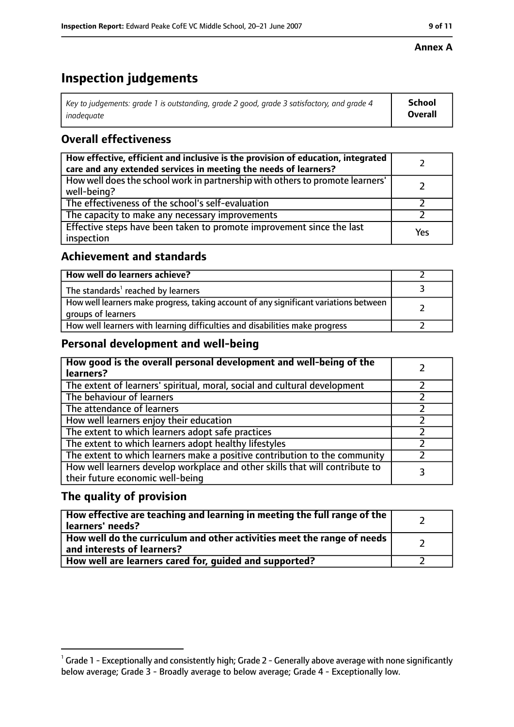**Annex A**

# Inspection judgements

| *Key to judgements: grade 1 is outstanding, grade 2 good, grade 3 satisfactory, and grade 4 inadequate* | **School Overall** |
|---|---|

## Overall effectiveness

| | |
|---|---|
| **How effective, efficient and inclusive is the provision of education, integrated care and any extended services in meeting the needs of learners?** | 2 |
| How well does the school work in partnership with others to promote learners' well-being? | 2 |
| The effectiveness of the school's self-evaluation | 2 |
| The capacity to make any necessary improvements | 2 |
| Effective steps have been taken to promote improvement since the last inspection | Yes |

## Achievement and standards

| | |
|---|---|
| **How well do learners achieve?** | 2 |
| The standards[1] reached by learners | 3 |
| How well learners make progress, taking account of any significant variations between groups of learners | 2 |
| How well learners with learning difficulties and disabilities make progress | 2 |

## Personal development and well-being

| | |
|---|---|
| **How good is the overall personal development and well-being of the learners?** | 2 |
| The extent of learners' spiritual, moral, social and cultural development | 2 |
| The behaviour of learners | 2 |
| The attendance of learners | 2 |
| How well learners enjoy their education | 2 |
| The extent to which learners adopt safe practices | 2 |
| The extent to which learners adopt healthy lifestyles | 2 |
| The extent to which learners make a positive contribution to the community | 2 |
| How well learners develop workplace and other skills that will contribute to their future economic well-being | 3 |

## The quality of provision

| | |
|---|---|
| **How effective are teaching and learning in meeting the full range of the learners' needs?** | 2 |
| **How well do the curriculum and other activities meet the range of needs and interests of learners?** | 2 |
| **How well are learners cared for, guided and supported?** | 2 |

[1] Grade 1 - Exceptionally and consistently high; Grade 2 - Generally above average with none significantly below average; Grade 3 - Broadly average to below average; Grade 4 - Exceptionally low.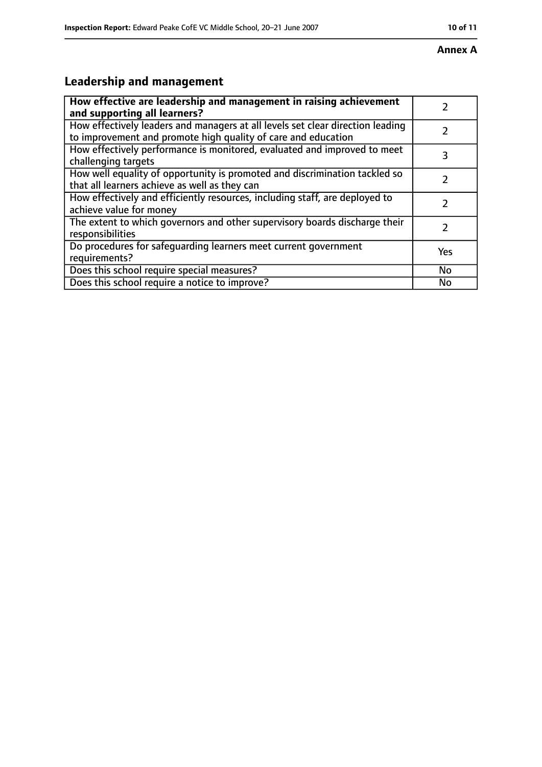**Annex A**

## Leadership and management

| How effective are leadership and management in raising achievement and supporting all learners? | 2 |
|---|---|
| How effectively leaders and managers at all levels set clear direction leading to improvement and promote high quality of care and education | 2 |
| How effectively performance is monitored, evaluated and improved to meet challenging targets | 3 |
| How well equality of opportunity is promoted and discrimination tackled so that all learners achieve as well as they can | 2 |
| How effectively and efficiently resources, including staff, are deployed to achieve value for money | 2 |
| The extent to which governors and other supervisory boards discharge their responsibilities | 2 |
| Do procedures for safeguarding learners meet current government requirements? | Yes |
| Does this school require special measures? | No |
| Does this school require a notice to improve? | No |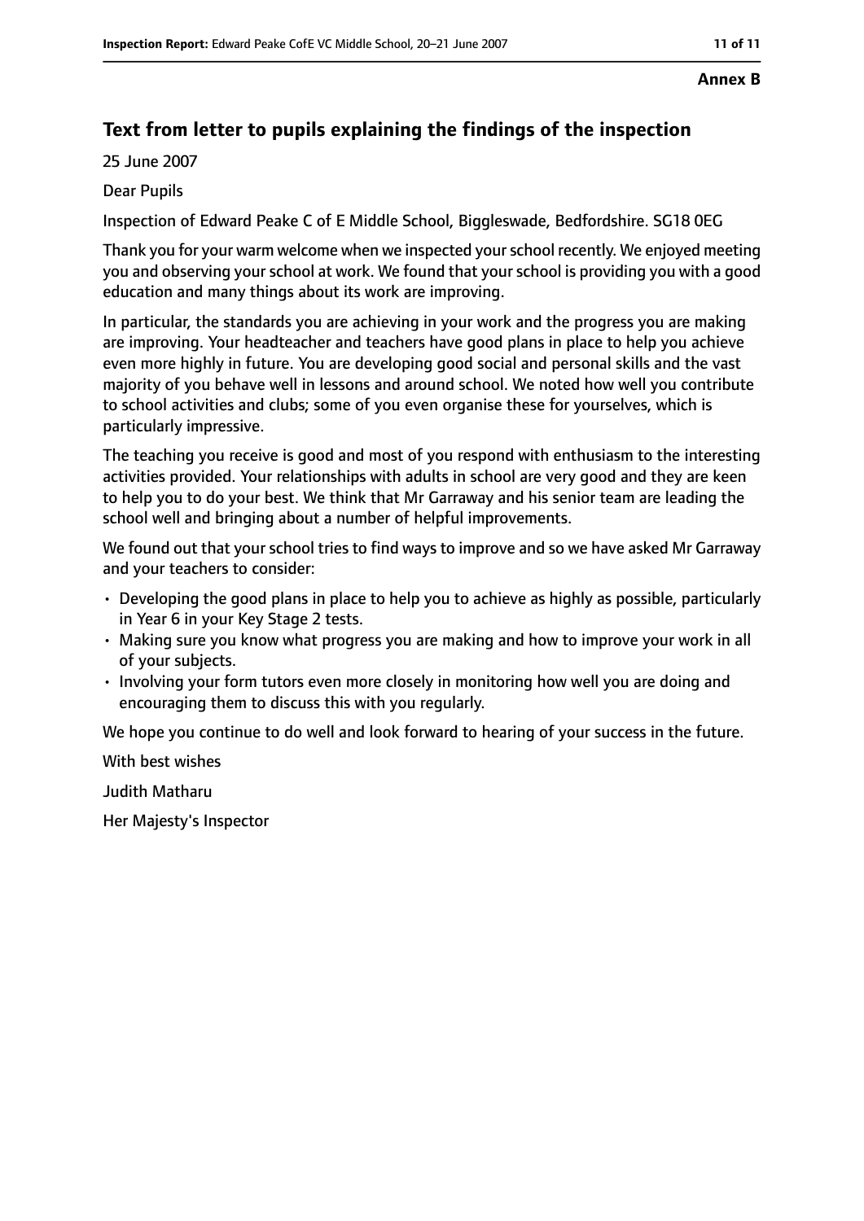**Annex B**

## Text from letter to pupils explaining the findings of the inspection

25 June 2007

Dear Pupils

Inspection of Edward Peake C of E Middle School, Biggleswade, Bedfordshire. SG18 0EG

Thank you for your warm welcome when we inspected your school recently. We enjoyed meeting you and observing your school at work. We found that your school is providing you with a good education and many things about its work are improving.

In particular, the standards you are achieving in your work and the progress you are making are improving. Your headteacher and teachers have good plans in place to help you achieve even more highly in future. You are developing good social and personal skills and the vast majority of you behave well in lessons and around school. We noted how well you contribute to school activities and clubs; some of you even organise these for yourselves, which is particularly impressive.

The teaching you receive is good and most of you respond with enthusiasm to the interesting activities provided. Your relationships with adults in school are very good and they are keen to help you to do your best. We think that Mr Garraway and his senior team are leading the school well and bringing about a number of helpful improvements.

We found out that your school tries to find ways to improve and so we have asked Mr Garraway and your teachers to consider:

- Developing the good plans in place to help you to achieve as highly as possible, particularly in Year 6 in your Key Stage 2 tests.
- Making sure you know what progress you are making and how to improve your work in all of your subjects.
- Involving your form tutors even more closely in monitoring how well you are doing and encouraging them to discuss this with you regularly.

We hope you continue to do well and look forward to hearing of your success in the future.

With best wishes

Judith Matharu

Her Majesty's Inspector